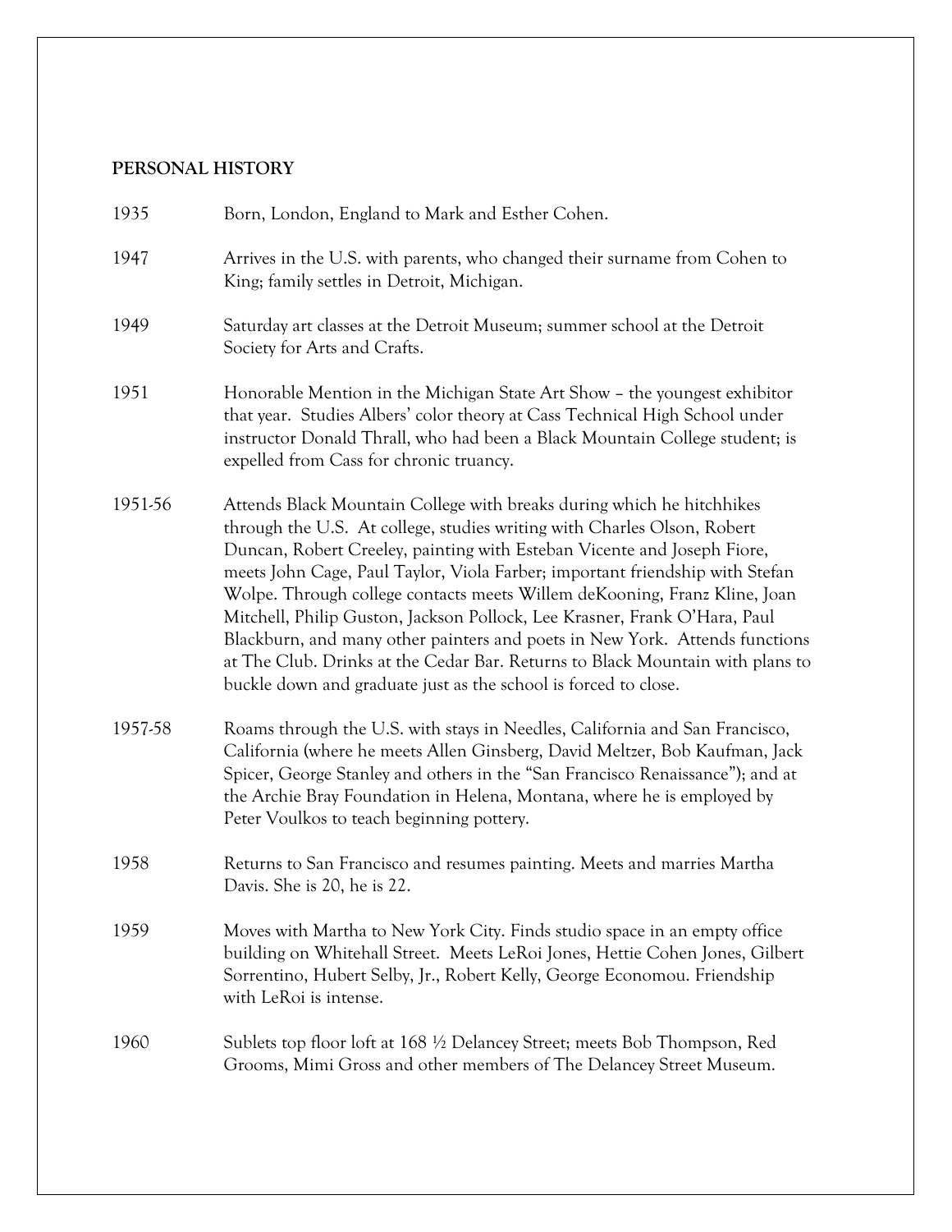## PERSONAL HISTORY

| | |
|---|---|
| 1935 | Born, London, England to Mark and Esther Cohen. |
| 1947 | Arrives in the U.S. with parents, who changed their surname from Cohen to King; family settles in Detroit, Michigan. |
| 1949 | Saturday art classes at the Detroit Museum; summer school at the Detroit Society for Arts and Crafts. |
| 1951 | Honorable Mention in the Michigan State Art Show – the youngest exhibitor that year. Studies Albers' color theory at Cass Technical High School under instructor Donald Thrall, who had been a Black Mountain College student; is expelled from Cass for chronic truancy. |
| 1951-56 | Attends Black Mountain College with breaks during which he hitchhikes through the U.S. At college, studies writing with Charles Olson, Robert Duncan, Robert Creeley, painting with Esteban Vicente and Joseph Fiore, meets John Cage, Paul Taylor, Viola Farber; important friendship with Stefan Wolpe. Through college contacts meets Willem deKooning, Franz Kline, Joan Mitchell, Philip Guston, Jackson Pollock, Lee Krasner, Frank O'Hara, Paul Blackburn, and many other painters and poets in New York. Attends functions at The Club. Drinks at the Cedar Bar. Returns to Black Mountain with plans to buckle down and graduate just as the school is forced to close. |
| 1957-58 | Roams through the U.S. with stays in Needles, California and San Francisco, California (where he meets Allen Ginsberg, David Meltzer, Bob Kaufman, Jack Spicer, George Stanley and others in the "San Francisco Renaissance"); and at the Archie Bray Foundation in Helena, Montana, where he is employed by Peter Voulkos to teach beginning pottery. |
| 1958 | Returns to San Francisco and resumes painting. Meets and marries Martha Davis. She is 20, he is 22. |
| 1959 | Moves with Martha to New York City. Finds studio space in an empty office building on Whitehall Street. Meets LeRoi Jones, Hettie Cohen Jones, Gilbert Sorrentino, Hubert Selby, Jr., Robert Kelly, George Economou. Friendship with LeRoi is intense. |
| 1960 | Sublets top floor loft at 168 ½ Delancey Street; meets Bob Thompson, Red Grooms, Mimi Gross and other members of The Delancey Street Museum. |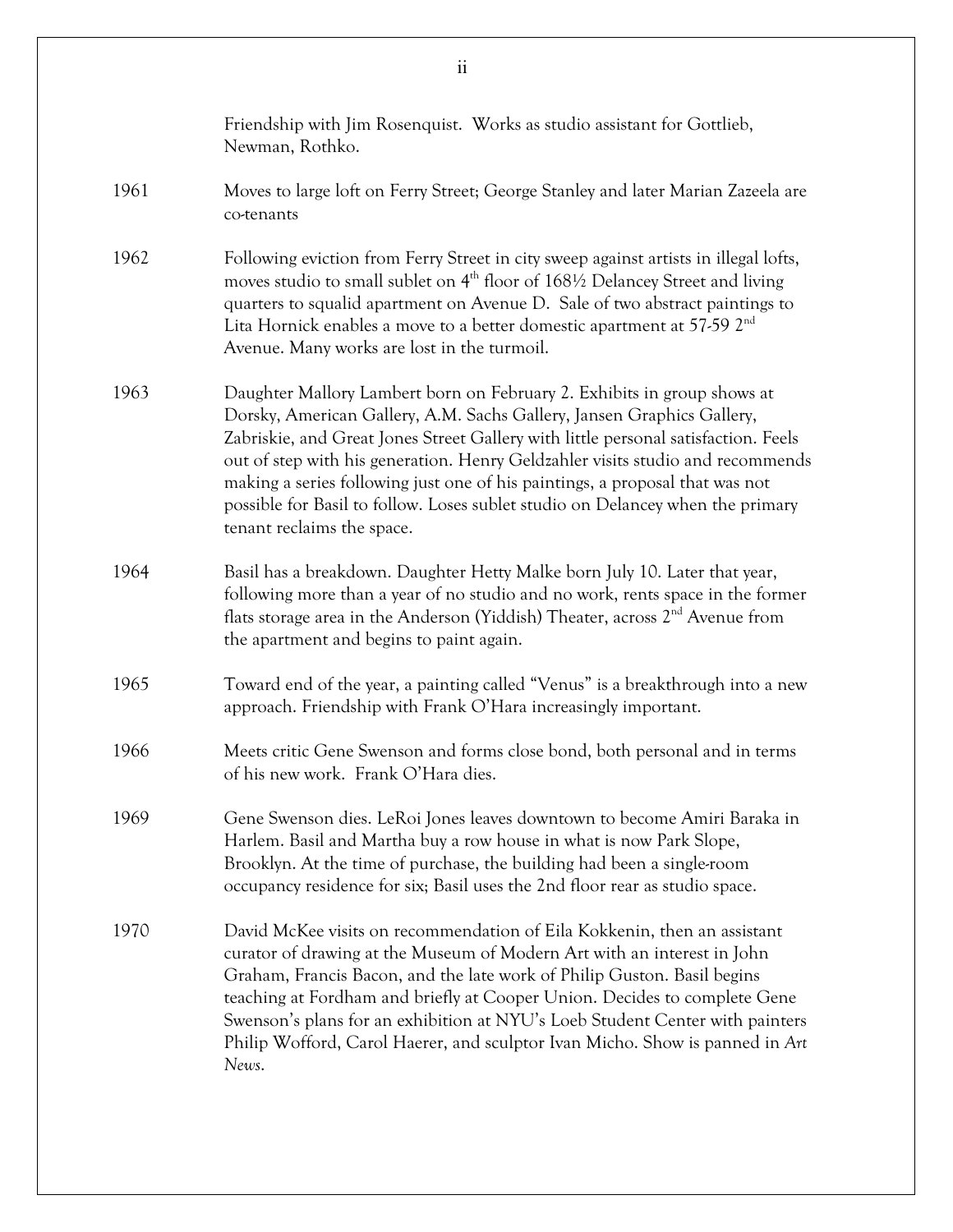Friendship with Jim Rosenquist. Works as studio assistant for Gottlieb, Newman, Rothko.

1961 Moves to large loft on Ferry Street; George Stanley and later Marian Zazeela are co-tenants

1962 Following eviction from Ferry Street in city sweep against artists in illegal lofts, moves studio to small sublet on 4th floor of 168½ Delancey Street and living quarters to squalid apartment on Avenue D. Sale of two abstract paintings to Lita Hornick enables a move to a better domestic apartment at 57-59 2nd Avenue. Many works are lost in the turmoil.

1963 Daughter Mallory Lambert born on February 2. Exhibits in group shows at Dorsky, American Gallery, A.M. Sachs Gallery, Jansen Graphics Gallery, Zabriskie, and Great Jones Street Gallery with little personal satisfaction. Feels out of step with his generation. Henry Geldzahler visits studio and recommends making a series following just one of his paintings, a proposal that was not possible for Basil to follow. Loses sublet studio on Delancey when the primary tenant reclaims the space.

1964 Basil has a breakdown. Daughter Hetty Malke born July 10. Later that year, following more than a year of no studio and no work, rents space in the former flats storage area in the Anderson (Yiddish) Theater, across 2nd Avenue from the apartment and begins to paint again.

1965 Toward end of the year, a painting called "Venus" is a breakthrough into a new approach. Friendship with Frank O'Hara increasingly important.

1966 Meets critic Gene Swenson and forms close bond, both personal and in terms of his new work. Frank O'Hara dies.

1969 Gene Swenson dies. LeRoi Jones leaves downtown to become Amiri Baraka in Harlem. Basil and Martha buy a row house in what is now Park Slope, Brooklyn. At the time of purchase, the building had been a single-room occupancy residence for six; Basil uses the 2nd floor rear as studio space.

1970 David McKee visits on recommendation of Eila Kokkenin, then an assistant curator of drawing at the Museum of Modern Art with an interest in John Graham, Francis Bacon, and the late work of Philip Guston. Basil begins teaching at Fordham and briefly at Cooper Union. Decides to complete Gene Swenson's plans for an exhibition at NYU's Loeb Student Center with painters Philip Wofford, Carol Haerer, and sculptor Ivan Micho. Show is panned in *Art News*.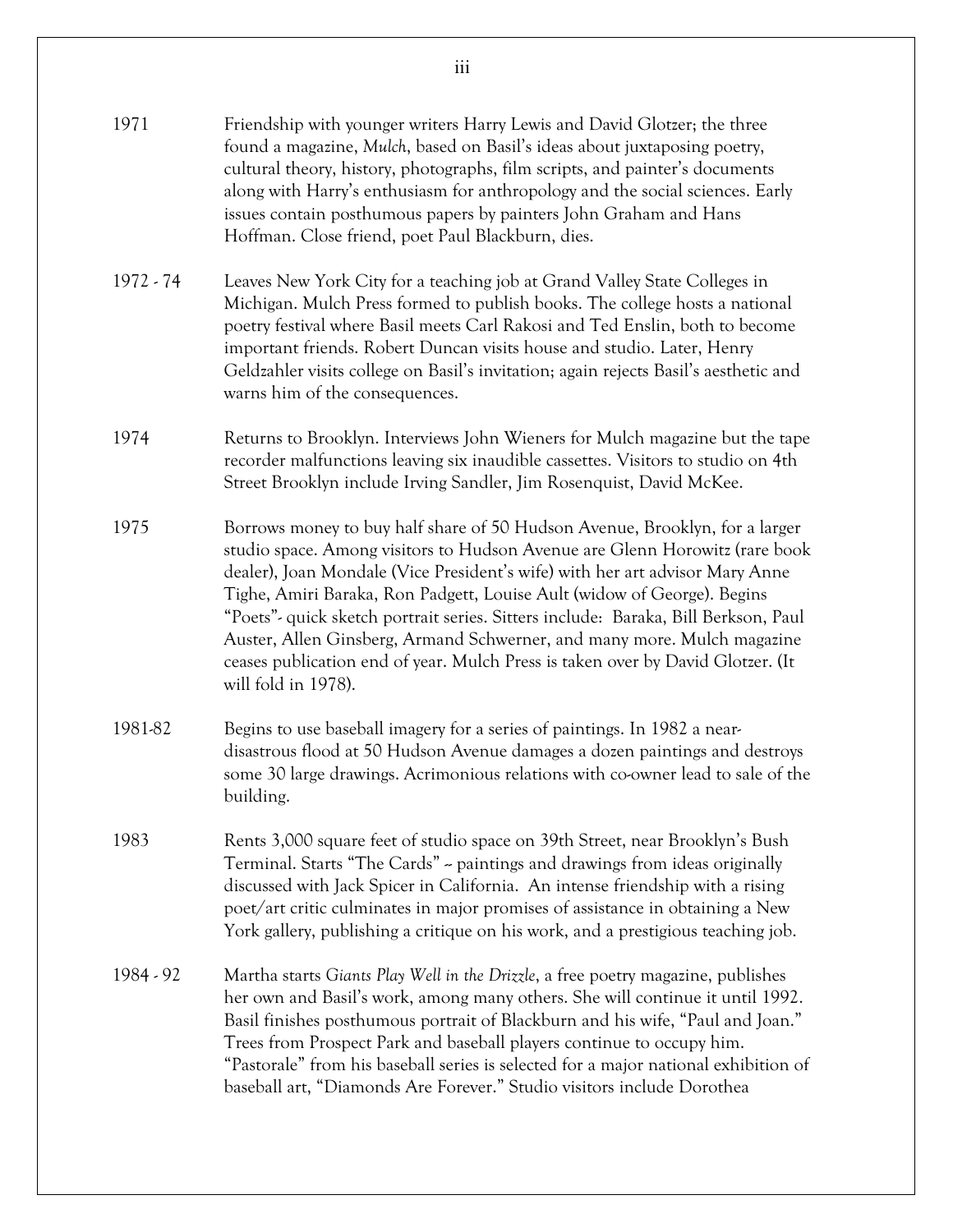| | |
|---|---|
| 1971 | Friendship with younger writers Harry Lewis and David Glotzer; the three found a magazine, *Mulch*, based on Basil's ideas about juxtaposing poetry, cultural theory, history, photographs, film scripts, and painter's documents along with Harry's enthusiasm for anthropology and the social sciences. Early issues contain posthumous papers by painters John Graham and Hans Hoffman. Close friend, poet Paul Blackburn, dies. |
| 1972 - 74 | Leaves New York City for a teaching job at Grand Valley State Colleges in Michigan. Mulch Press formed to publish books. The college hosts a national poetry festival where Basil meets Carl Rakosi and Ted Enslin, both to become important friends. Robert Duncan visits house and studio. Later, Henry Geldzahler visits college on Basil's invitation; again rejects Basil's aesthetic and warns him of the consequences. |
| 1974 | Returns to Brooklyn. Interviews John Wieners for Mulch magazine but the tape recorder malfunctions leaving six inaudible cassettes. Visitors to studio on 4th Street Brooklyn include Irving Sandler, Jim Rosenquist, David McKee. |
| 1975 | Borrows money to buy half share of 50 Hudson Avenue, Brooklyn, for a larger studio space. Among visitors to Hudson Avenue are Glenn Horowitz (rare book dealer), Joan Mondale (Vice President's wife) with her art advisor Mary Anne Tighe, Amiri Baraka, Ron Padgett, Louise Ault (widow of George). Begins "Poets"- quick sketch portrait series. Sitters include: Baraka, Bill Berkson, Paul Auster, Allen Ginsberg, Armand Schwerner, and many more. Mulch magazine ceases publication end of year. Mulch Press is taken over by David Glotzer. (It will fold in 1978). |
| 1981-82 | Begins to use baseball imagery for a series of paintings. In 1982 a near-disastrous flood at 50 Hudson Avenue damages a dozen paintings and destroys some 30 large drawings. Acrimonious relations with co-owner lead to sale of the building. |
| 1983 | Rents 3,000 square feet of studio space on 39th Street, near Brooklyn's Bush Terminal. Starts "The Cards" -- paintings and drawings from ideas originally discussed with Jack Spicer in California. An intense friendship with a rising poet/art critic culminates in major promises of assistance in obtaining a New York gallery, publishing a critique on his work, and a prestigious teaching job. |
| 1984 - 92 | Martha starts *Giants Play Well in the Drizzle*, a free poetry magazine, publishes her own and Basil's work, among many others. She will continue it until 1992. Basil finishes posthumous portrait of Blackburn and his wife, "Paul and Joan." Trees from Prospect Park and baseball players continue to occupy him. "Pastorale" from his baseball series is selected for a major national exhibition of baseball art, "Diamonds Are Forever." Studio visitors include Dorothea |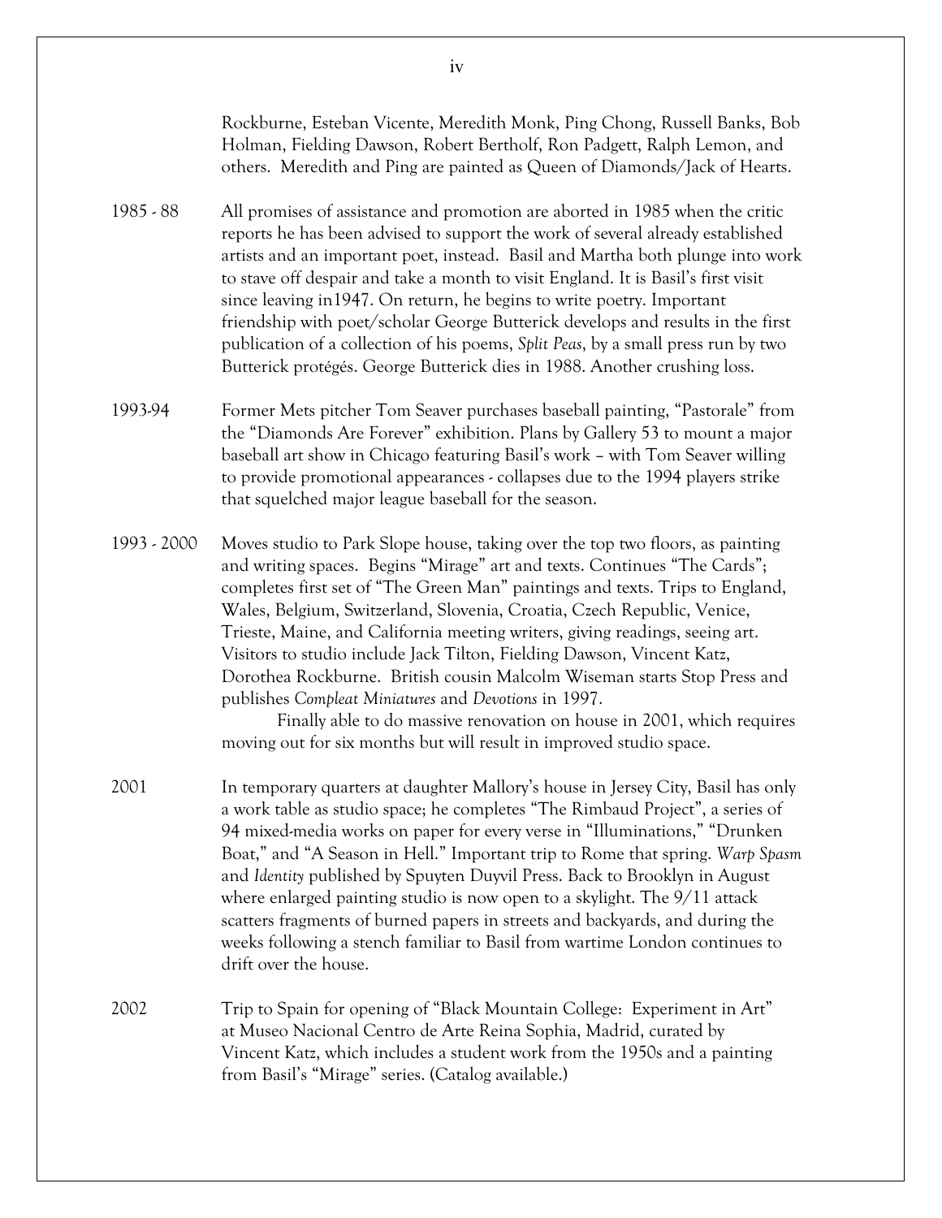Rockburne, Esteban Vicente, Meredith Monk, Ping Chong, Russell Banks, Bob Holman, Fielding Dawson, Robert Bertholf, Ron Padgett, Ralph Lemon, and others. Meredith and Ping are painted as Queen of Diamonds/Jack of Hearts.

| | |
|---|---|
| 1985 - 88 | All promises of assistance and promotion are aborted in 1985 when the critic reports he has been advised to support the work of several already established artists and an important poet, instead. Basil and Martha both plunge into work to stave off despair and take a month to visit England. It is Basil's first visit since leaving in1947. On return, he begins to write poetry. Important friendship with poet/scholar George Butterick develops and results in the first publication of a collection of his poems, *Split Peas*, by a small press run by two Butterick protégés. George Butterick dies in 1988. Another crushing loss. |
| 1993-94 | Former Mets pitcher Tom Seaver purchases baseball painting, "Pastorale" from the "Diamonds Are Forever" exhibition. Plans by Gallery 53 to mount a major baseball art show in Chicago featuring Basil's work – with Tom Seaver willing to provide promotional appearances - collapses due to the 1994 players strike that squelched major league baseball for the season. |
| 1993 - 2000 | Moves studio to Park Slope house, taking over the top two floors, as painting and writing spaces. Begins "Mirage" art and texts. Continues "The Cards"; completes first set of "The Green Man" paintings and texts. Trips to England, Wales, Belgium, Switzerland, Slovenia, Croatia, Czech Republic, Venice, Trieste, Maine, and California meeting writers, giving readings, seeing art. Visitors to studio include Jack Tilton, Fielding Dawson, Vincent Katz, Dorothea Rockburne. British cousin Malcolm Wiseman starts Stop Press and publishes *Compleat Miniatures* and *Devotions* in 1997. Finally able to do massive renovation on house in 2001, which requires moving out for six months but will result in improved studio space. |
| 2001 | In temporary quarters at daughter Mallory's house in Jersey City, Basil has only a work table as studio space; he completes "The Rimbaud Project", a series of 94 mixed-media works on paper for every verse in "Illuminations," "Drunken Boat," and "A Season in Hell." Important trip to Rome that spring. *Warp Spasm* and *Identity* published by Spuyten Duyvil Press. Back to Brooklyn in August where enlarged painting studio is now open to a skylight. The 9/11 attack scatters fragments of burned papers in streets and backyards, and during the weeks following a stench familiar to Basil from wartime London continues to drift over the house. |
| 2002 | Trip to Spain for opening of "Black Mountain College: Experiment in Art" at Museo Nacional Centro de Arte Reina Sophia, Madrid, curated by Vincent Katz, which includes a student work from the 1950s and a painting from Basil's "Mirage" series. (Catalog available.) |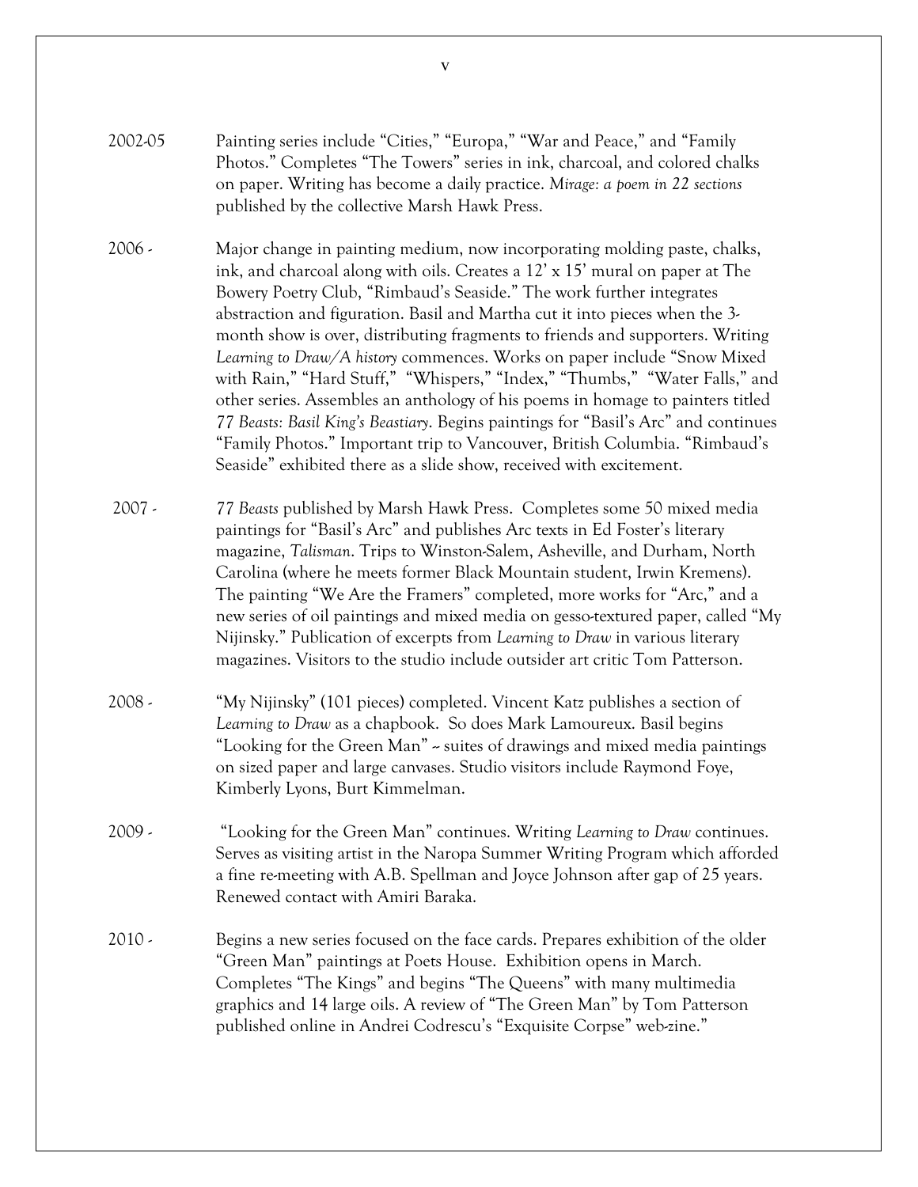2002-05 Painting series include "Cities," "Europa," "War and Peace," and "Family Photos." Completes "The Towers" series in ink, charcoal, and colored chalks on paper. Writing has become a daily practice. *Mirage: a poem in 22 sections* published by the collective Marsh Hawk Press.

2006 - Major change in painting medium, now incorporating molding paste, chalks, ink, and charcoal along with oils. Creates a 12' x 15' mural on paper at The Bowery Poetry Club, "Rimbaud's Seaside." The work further integrates abstraction and figuration. Basil and Martha cut it into pieces when the 3-month show is over, distributing fragments to friends and supporters. Writing *Learning to Draw/A history* commences. Works on paper include "Snow Mixed with Rain," "Hard Stuff," "Whispers," "Index," "Thumbs," "Water Falls," and other series. Assembles an anthology of his poems in homage to painters titled *77 Beasts: Basil King's Beastiary*. Begins paintings for "Basil's Arc" and continues "Family Photos." Important trip to Vancouver, British Columbia. "Rimbaud's Seaside" exhibited there as a slide show, received with excitement.

2007 - *77 Beasts* published by Marsh Hawk Press. Completes some 50 mixed media paintings for "Basil's Arc" and publishes Arc texts in Ed Foster's literary magazine, *Talisman*. Trips to Winston-Salem, Asheville, and Durham, North Carolina (where he meets former Black Mountain student, Irwin Kremens). The painting "We Are the Framers" completed, more works for "Arc," and a new series of oil paintings and mixed media on gesso-textured paper, called "My Nijinsky." Publication of excerpts from *Learning to Draw* in various literary magazines. Visitors to the studio include outsider art critic Tom Patterson.

2008 - "My Nijinsky" (101 pieces) completed. Vincent Katz publishes a section of *Learning to Draw* as a chapbook. So does Mark Lamoureux. Basil begins "Looking for the Green Man" -- suites of drawings and mixed media paintings on sized paper and large canvases. Studio visitors include Raymond Foye, Kimberly Lyons, Burt Kimmelman.

2009 - "Looking for the Green Man" continues. Writing *Learning to Draw* continues. Serves as visiting artist in the Naropa Summer Writing Program which afforded a fine re-meeting with A.B. Spellman and Joyce Johnson after gap of 25 years. Renewed contact with Amiri Baraka.

2010 - Begins a new series focused on the face cards. Prepares exhibition of the older "Green Man" paintings at Poets House. Exhibition opens in March. Completes "The Kings" and begins "The Queens" with many multimedia graphics and 14 large oils. A review of "The Green Man" by Tom Patterson published online in Andrei Codrescu's "Exquisite Corpse" web-zine."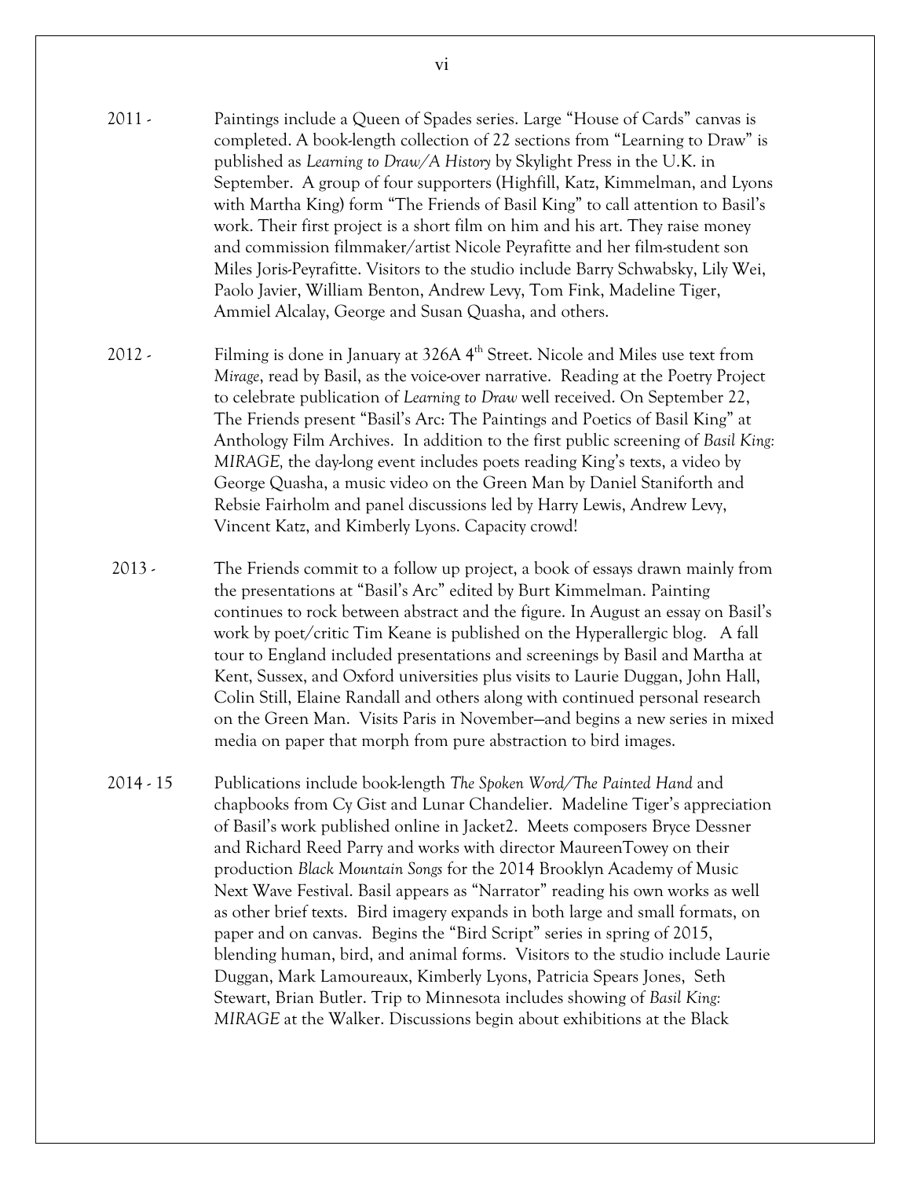2011 - Paintings include a Queen of Spades series. Large "House of Cards" canvas is completed. A book-length collection of 22 sections from "Learning to Draw" is published as *Learning to Draw/A History* by Skylight Press in the U.K. in September. A group of four supporters (Highfill, Katz, Kimmelman, and Lyons with Martha King) form "The Friends of Basil King" to call attention to Basil's work. Their first project is a short film on him and his art. They raise money and commission filmmaker/artist Nicole Peyrafitte and her film-student son Miles Joris-Peyrafitte. Visitors to the studio include Barry Schwabsky, Lily Wei, Paolo Javier, William Benton, Andrew Levy, Tom Fink, Madeline Tiger, Ammiel Alcalay, George and Susan Quasha, and others.

2012 - Filming is done in January at 326A 4th Street. Nicole and Miles use text from *Mirage*, read by Basil, as the voice-over narrative. Reading at the Poetry Project to celebrate publication of *Learning to Draw* well received. On September 22, The Friends present "Basil's Arc: The Paintings and Poetics of Basil King" at Anthology Film Archives. In addition to the first public screening of *Basil King: MIRAGE,* the day-long event includes poets reading King's texts, a video by George Quasha, a music video on the Green Man by Daniel Staniforth and Rebsie Fairholm and panel discussions led by Harry Lewis, Andrew Levy, Vincent Katz, and Kimberly Lyons. Capacity crowd!

2013 - The Friends commit to a follow up project, a book of essays drawn mainly from the presentations at "Basil's Arc" edited by Burt Kimmelman. Painting continues to rock between abstract and the figure. In August an essay on Basil's work by poet/critic Tim Keane is published on the Hyperallergic blog. A fall tour to England included presentations and screenings by Basil and Martha at Kent, Sussex, and Oxford universities plus visits to Laurie Duggan, John Hall, Colin Still, Elaine Randall and others along with continued personal research on the Green Man. Visits Paris in November—and begins a new series in mixed media on paper that morph from pure abstraction to bird images.

2014 - 15 Publications include book-length *The Spoken Word/The Painted Hand* and chapbooks from Cy Gist and Lunar Chandelier. Madeline Tiger's appreciation of Basil's work published online in Jacket2. Meets composers Bryce Dessner and Richard Reed Parry and works with director MaureenTowey on their production *Black Mountain Songs* for the 2014 Brooklyn Academy of Music Next Wave Festival. Basil appears as "Narrator" reading his own works as well as other brief texts. Bird imagery expands in both large and small formats, on paper and on canvas. Begins the "Bird Script" series in spring of 2015, blending human, bird, and animal forms. Visitors to the studio include Laurie Duggan, Mark Lamoureaux, Kimberly Lyons, Patricia Spears Jones, Seth Stewart, Brian Butler. Trip to Minnesota includes showing of *Basil King: MIRAGE* at the Walker. Discussions begin about exhibitions at the Black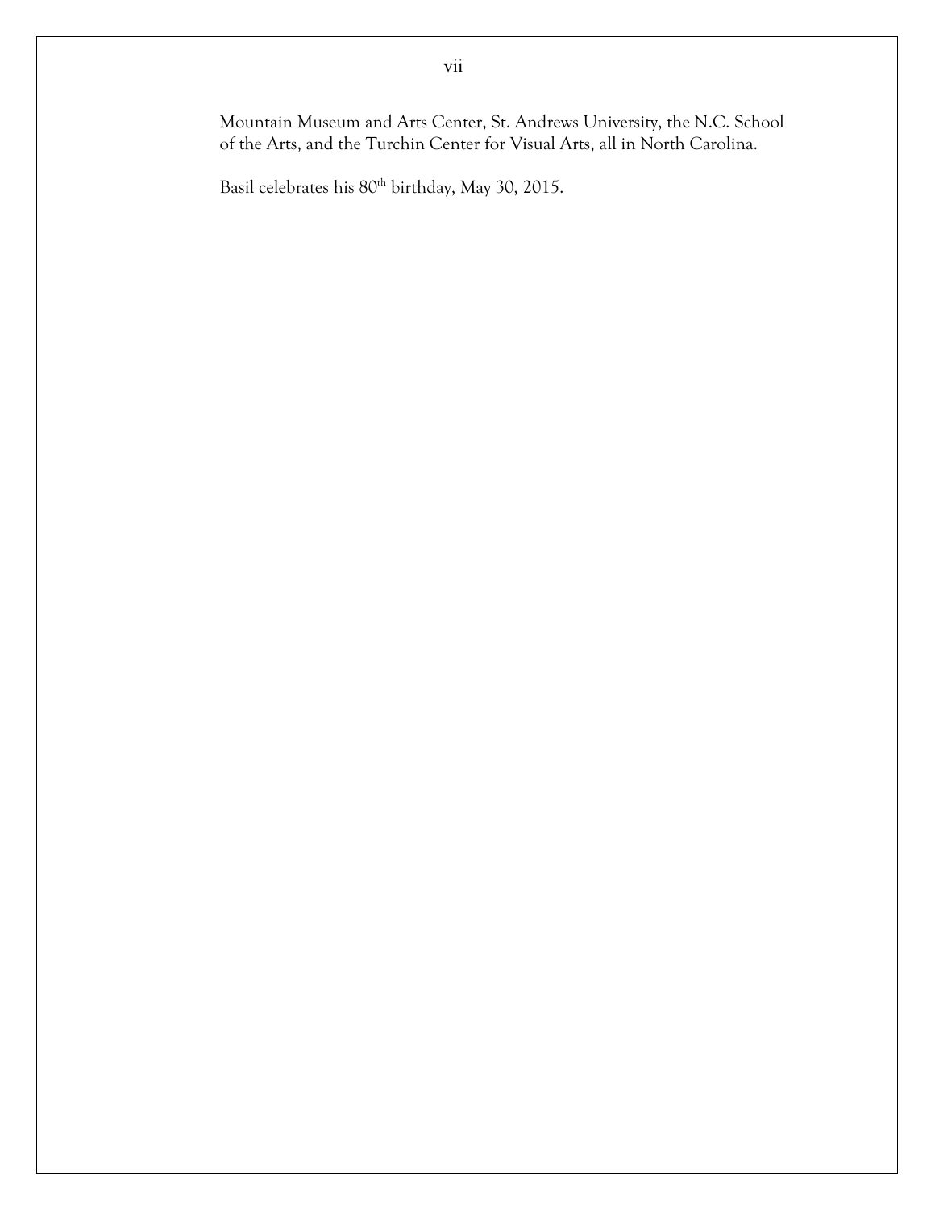Mountain Museum and Arts Center, St. Andrews University, the N.C. School of the Arts, and the Turchin Center for Visual Arts, all in North Carolina.

Basil celebrates his $80^{th}$ birthday, May 30, 2015.